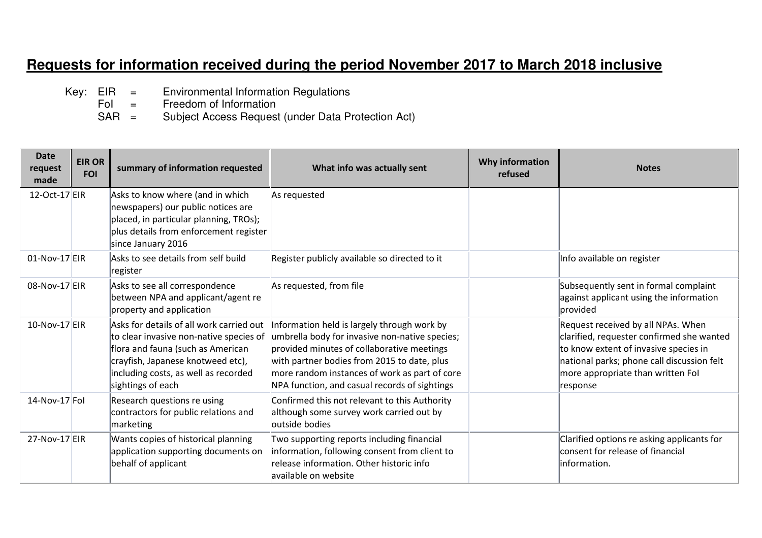# Requests for information received during the period November 2017 to March 2018 inclusive

Key:
- EIR = Environmental Information Regulations
- FoI = Freedom of Information
- SAR = Subject Access Request (under Data Protection Act)

| Date request made | EIR OR FOI | summary of information requested | What info was actually sent | Why information refused | Notes |
|---|---|---|---|---|---|
| 12-Oct-17 | EIR | Asks to know where (and in which newspapers) our public notices are placed, in particular planning, TROs); plus details from enforcement register since January 2016 | As requested | | |
| 01-Nov-17 | EIR | Asks to see details from self build register | Register publicly available so directed to it | | Info available on register |
| 08-Nov-17 | EIR | Asks to see all correspondence between NPA and applicant/agent re property and application | As requested, from file | | Subsequently sent in formal complaint against applicant using the information provided |
| 10-Nov-17 | EIR | Asks for details of all work carried out to clear invasive non-native species of flora and fauna (such as American crayfish, Japanese knotweed etc), including costs, as well as recorded sightings of each | Information held is largely through work by umbrella body for invasive non-native species; provided minutes of collaborative meetings with partner bodies from 2015 to date, plus more random instances of work as part of core NPA function, and casual records of sightings | | Request received by all NPAs. When clarified, requester confirmed she wanted to know extent of invasive species in national parks; phone call discussion felt more appropriate than written FoI response |
| 14-Nov-17 | FoI | Research questions re using contractors for public relations and marketing | Confirmed this not relevant to this Authority although some survey work carried out by outside bodies | | |
| 27-Nov-17 | EIR | Wants copies of historical planning application supporting documents on behalf of applicant | Two supporting reports including financial information, following consent from client to release information. Other historic info available on website | | Clarified options re asking applicants for consent for release of financial information. |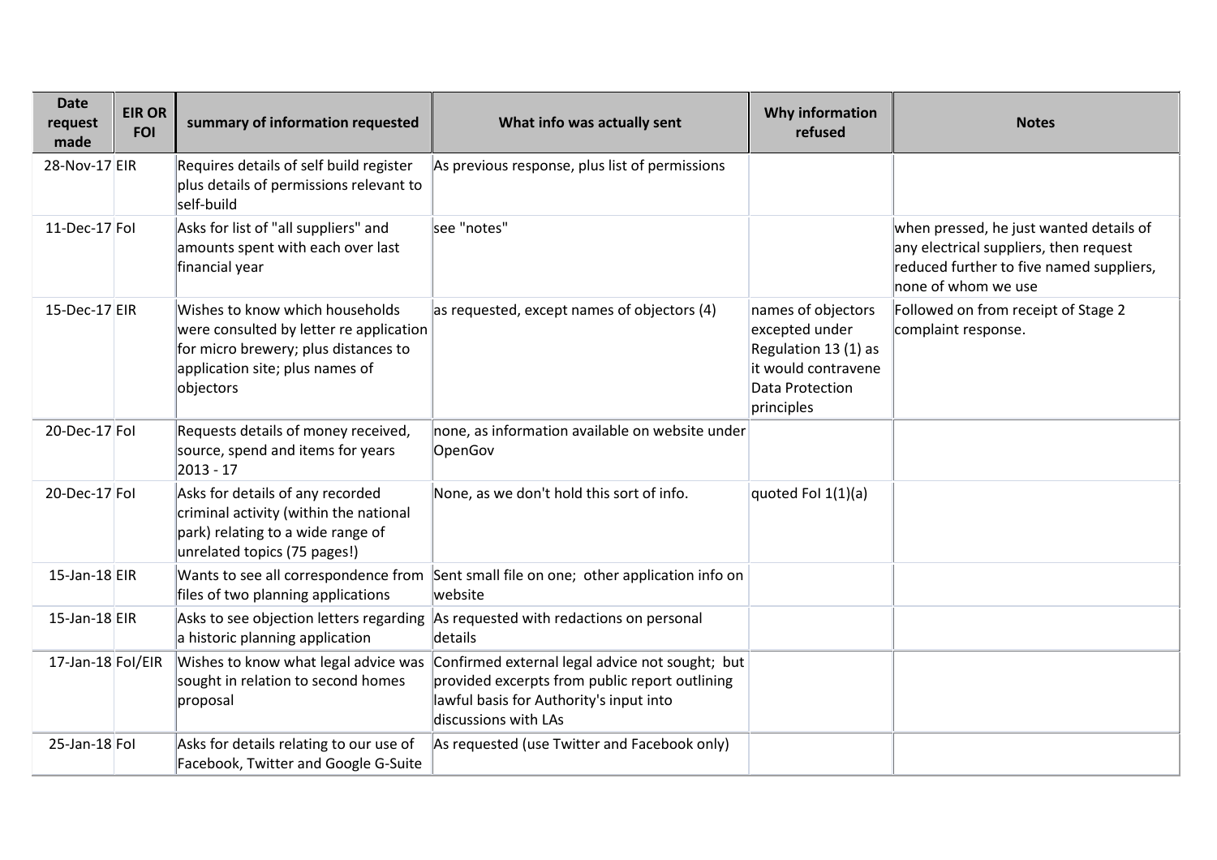| Date request made | EIR OR FOI | summary of information requested | What info was actually sent | Why information refused | Notes |
|---|---|---|---|---|---|
| 28-Nov-17 | EIR | Requires details of self build register plus details of permissions relevant to self-build | As previous response, plus list of permissions | | |
| 11-Dec-17 | FoI | Asks for list of "all suppliers" and amounts spent with each over last financial year | see "notes" | | when pressed, he just wanted details of any electrical suppliers, then request reduced further to five named suppliers, none of whom we use |
| 15-Dec-17 | EIR | Wishes to know which households were consulted by letter re application for micro brewery; plus distances to application site; plus names of objectors | as requested, except names of objectors (4) | names of objectors excepted under Regulation 13 (1) as it would contravene Data Protection principles | Followed on from receipt of Stage 2 complaint response. |
| 20-Dec-17 | FoI | Requests details of money received, source, spend and items for years 2013 - 17 | none, as information available on website under OpenGov | | |
| 20-Dec-17 | FoI | Asks for details of any recorded criminal activity (within the national park) relating to a wide range of unrelated topics (75 pages!) | None, as we don't hold this sort of info. | quoted FoI 1(1)(a) | |
| 15-Jan-18 | EIR | Wants to see all correspondence from files of two planning applications | Sent small file on one; other application info on website | | |
| 15-Jan-18 | EIR | Asks to see objection letters regarding a historic planning application | As requested with redactions on personal details | | |
| 17-Jan-18 | FoI/EIR | Wishes to know what legal advice was sought in relation to second homes proposal | Confirmed external legal advice not sought; but provided excerpts from public report outlining lawful basis for Authority's input into discussions with LAs | | |
| 25-Jan-18 | FoI | Asks for details relating to our use of Facebook, Twitter and Google G-Suite | As requested (use Twitter and Facebook only) | | |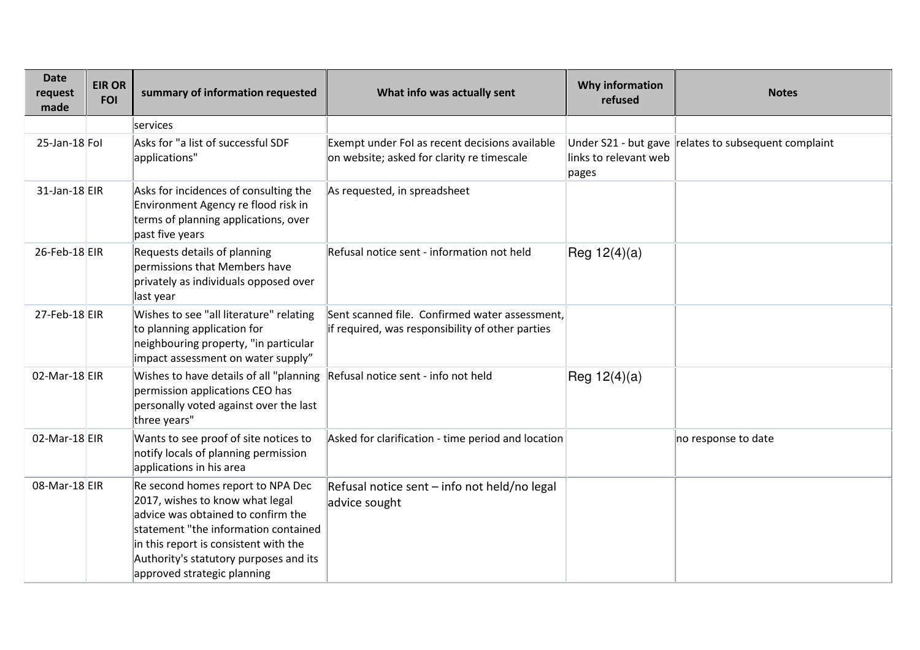| Date request made | EIR OR FOI | summary of information requested | What info was actually sent | Why information refused | Notes |
|---|---|---|---|---|---|
| | | services | | | |
| 25-Jan-18 | FoI | Asks for "a list of successful SDF applications" | Exempt under FoI as recent decisions available on website; asked for clarity re timescale | Under S21 - but gave links to relevant web pages | relates to subsequent complaint |
| 31-Jan-18 | EIR | Asks for incidences of consulting the Environment Agency re flood risk in terms of planning applications, over past five years | As requested, in spreadsheet | | |
| 26-Feb-18 | EIR | Requests details of planning permissions that Members have privately as individuals opposed over last year | Refusal notice sent - information not held | Reg 12(4)(a) | |
| 27-Feb-18 | EIR | Wishes to see "all literature" relating to planning application for neighbouring property, "in particular impact assessment on water supply" | Sent scanned file. Confirmed water assessment, if required, was responsibility of other parties | | |
| 02-Mar-18 | EIR | Wishes to have details of all "planning permission applications CEO has personally voted against over the last three years" | Refusal notice sent - info not held | Reg 12(4)(a) | |
| 02-Mar-18 | EIR | Wants to see proof of site notices to notify locals of planning permission applications in his area | Asked for clarification - time period and location | | no response to date |
| 08-Mar-18 | EIR | Re second homes report to NPA Dec 2017, wishes to know what legal advice was obtained to confirm the statement "the information contained in this report is consistent with the Authority's statutory purposes and its approved strategic planning | Refusal notice sent – info not held/no legal advice sought | | |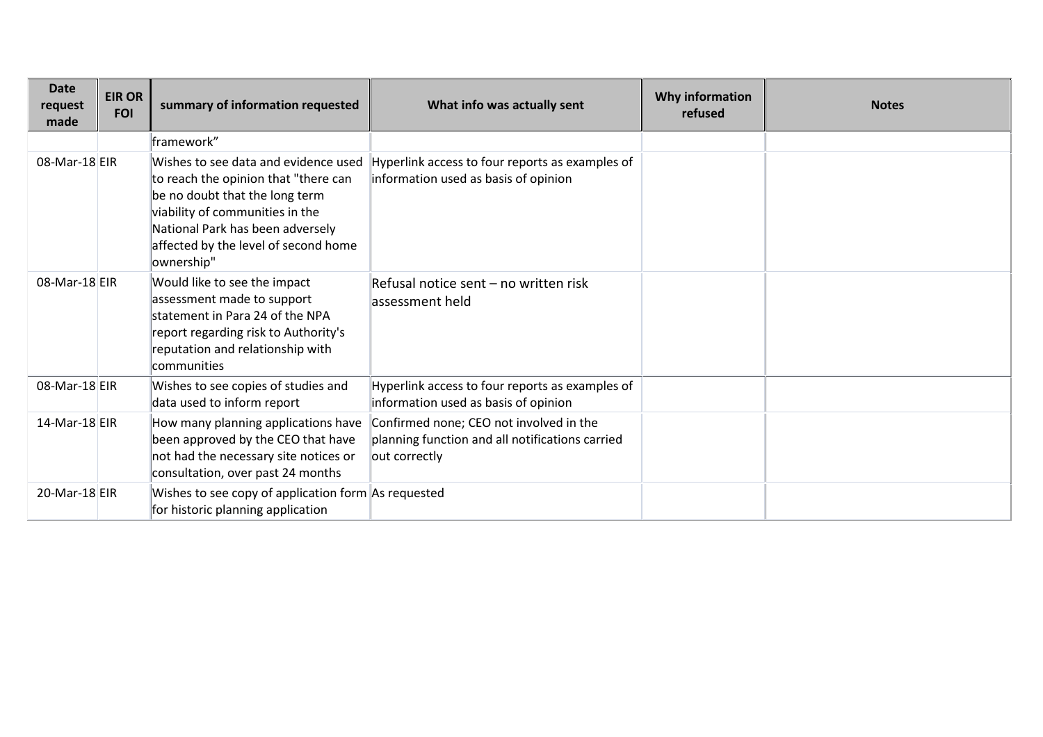| Date request made | EIR OR FOI | summary of information requested | What info was actually sent | Why information refused | Notes |
|---|---|---|---|---|---|
| | | framework” | | | |
| 08-Mar-18 | EIR | Wishes to see data and evidence used to reach the opinion that "there can be no doubt that the long term viability of communities in the National Park has been adversely affected by the level of second home ownership" | Hyperlink access to four reports as examples of information used as basis of opinion | | |
| 08-Mar-18 | EIR | Would like to see the impact assessment made to support statement in Para 24 of the NPA report regarding risk to Authority's reputation and relationship with communities | Refusal notice sent – no written risk assessment held | | |
| 08-Mar-18 | EIR | Wishes to see copies of studies and data used to inform report | Hyperlink access to four reports as examples of information used as basis of opinion | | |
| 14-Mar-18 | EIR | How many planning applications have been approved by the CEO that have not had the necessary site notices or consultation, over past 24 months | Confirmed none; CEO not involved in the planning function and all notifications carried out correctly | | |
| 20-Mar-18 | EIR | Wishes to see copy of application form for historic planning application | As requested | | |